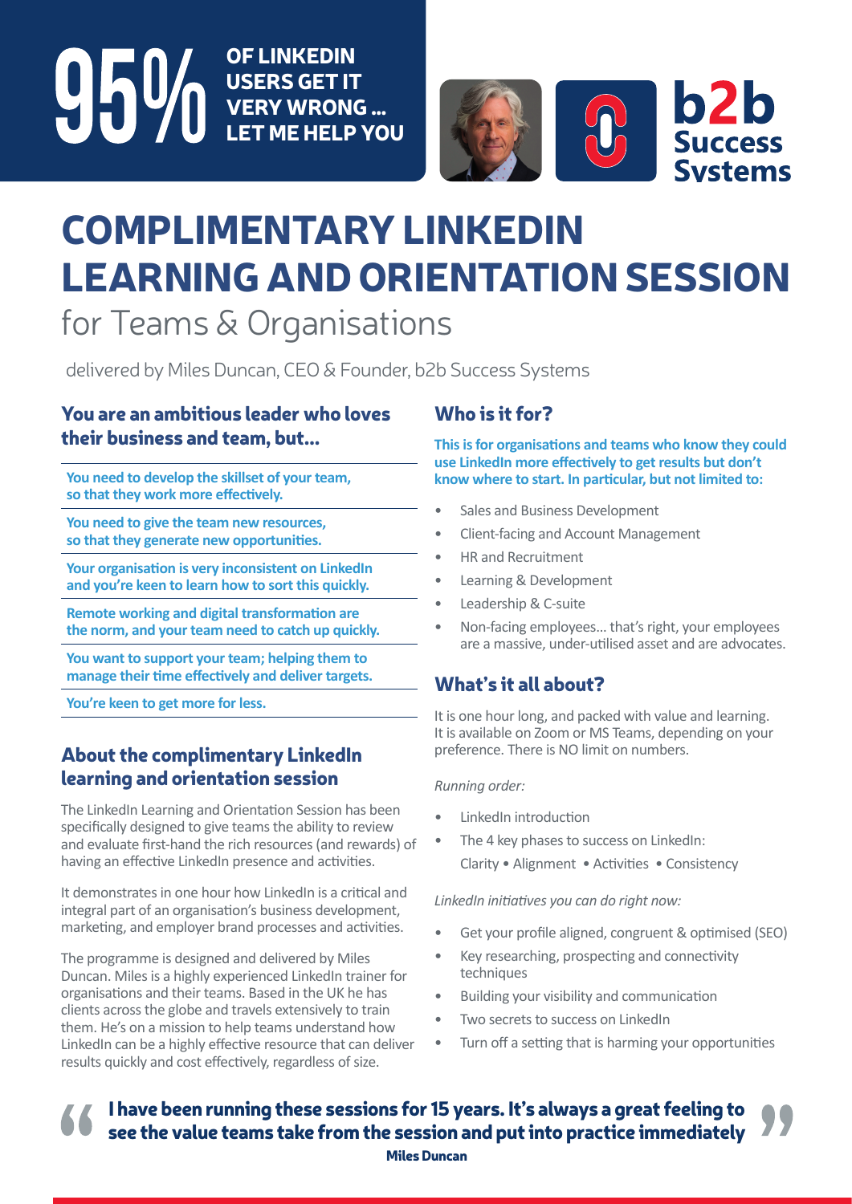**95% OF LINKEDIN USERS GET IT VERY WRONG ... LET ME HELP YOU**

b2b Success Systems

# COMPLIMENTARY LINKEDIN LEARNING AND ORIENTATION SESSION

## for Teams & Organisations

delivered by Miles Duncan, CEO & Founder, b2b Success Systems

### You are an ambitious leader who loves their business and team, but...

**You need to develop the skillset of your team, so that they work more effectively.**

**You need to give the team new resources, so that they generate new opportunities.**

**Your organisation is very inconsistent on LinkedIn and you're keen to learn how to sort this quickly.**

**Remote working and digital transformation are the norm, and your team need to catch up quickly.**

**You want to support your team; helping them to manage their time effectively and deliver targets.**

**You're keen to get more for less.**

### About the complimentary LinkedIn learning and orientation session

The LinkedIn Learning and Orientation Session has been specifically designed to give teams the ability to review and evaluate first-hand the rich resources (and rewards) of having an effective LinkedIn presence and activities.

It demonstrates in one hour how LinkedIn is a critical and integral part of an organisation's business development, marketing, and employer brand processes and activities.

The programme is designed and delivered by Miles Duncan. Miles is a highly experienced LinkedIn trainer for organisations and their teams. Based in the UK he has clients across the globe and travels extensively to train them. He's on a mission to help teams understand how LinkedIn can be a highly effective resource that can deliver results quickly and cost effectively, regardless of size.

### Who is it for?

**This is for organisations and teams who know they could use LinkedIn more effectively to get results but don't know where to start. In particular, but not limited to:**

- Sales and Business Development
- Client-facing and Account Management
- HR and Recruitment
- Learning & Development
- Leadership & C-suite
- Non-facing employees... that's right, your employees are a massive, under-utilised asset and are advocates.

### What's it all about?

It is one hour long, and packed with value and learning. It is available on Zoom or MS Teams, depending on your preference. There is NO limit on numbers.

*Running order:*

- LinkedIn introduction
- The 4 key phases to success on LinkedIn:
  Clarity • Alignment • Activities • Consistency

*LinkedIn initiatives you can do right now:*

- Get your profile aligned, congruent & optimised (SEO)
- Key researching, prospecting and connectivity techniques
- Building your visibility and communication
- Two secrets to success on LinkedIn
- Turn off a setting that is harming your opportunities

> **"I have been running these sessions for 15 years. It's always a great feeling to see the value teams take from the session and put into practice immediately"**
>
> **Miles Duncan**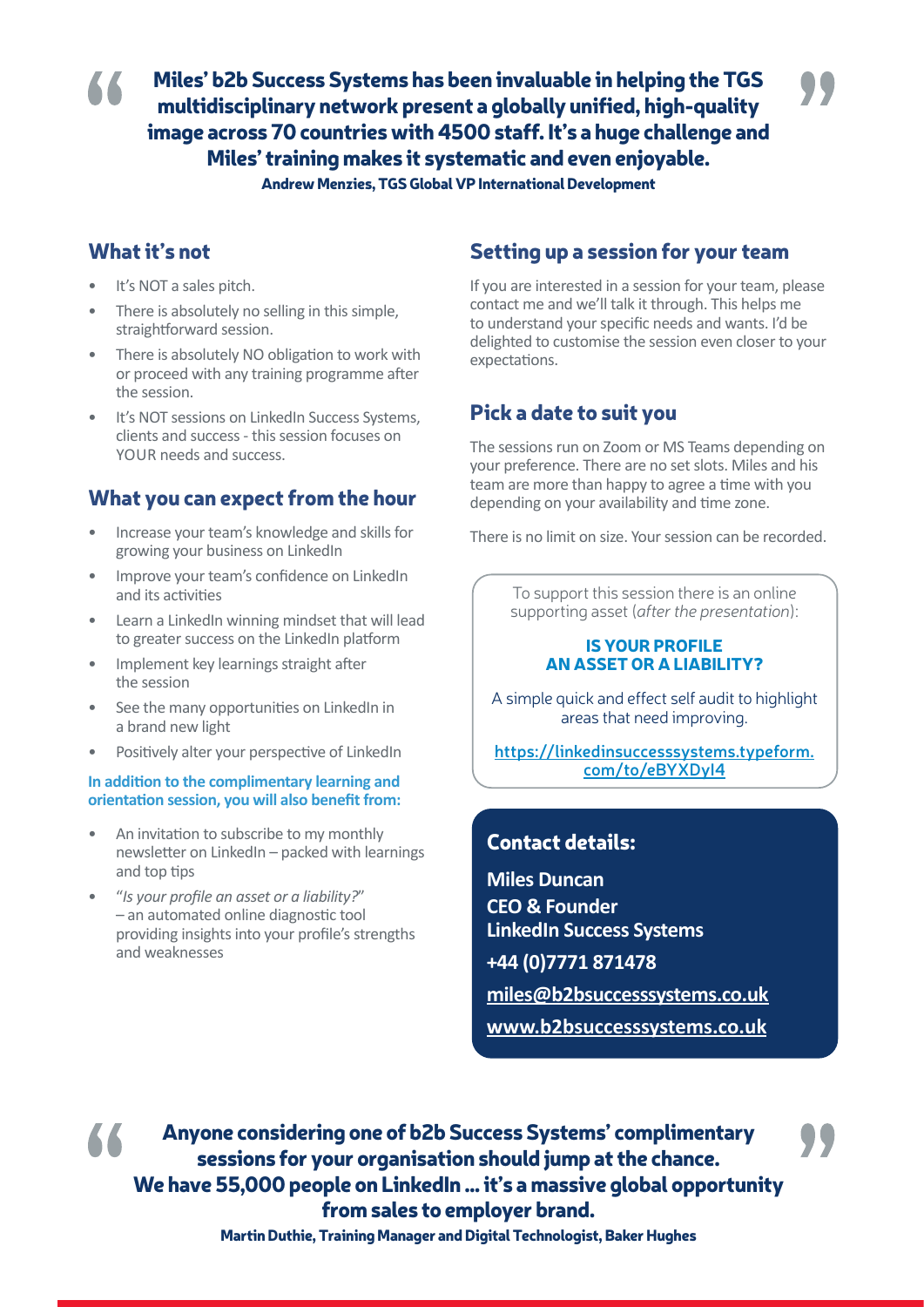> **Miles' b2b Success Systems has been invaluable in helping the TGS multidisciplinary network present a globally unified, high-quality image across 70 countries with 4500 staff. It's a huge challenge and Miles' training makes it systematic and even enjoyable.**
>
> **Andrew Menzies, TGS Global VP International Development**

## What it's not

- It's NOT a sales pitch.
- There is absolutely no selling in this simple, straightforward session.
- There is absolutely NO obligation to work with or proceed with any training programme after the session.
- It's NOT sessions on LinkedIn Success Systems, clients and success - this session focuses on YOUR needs and success.

## What you can expect from the hour

- Increase your team's knowledge and skills for growing your business on LinkedIn
- Improve your team's confidence on LinkedIn and its activities
- Learn a LinkedIn winning mindset that will lead to greater success on the LinkedIn platform
- Implement key learnings straight after the session
- See the many opportunities on LinkedIn in a brand new light
- Positively alter your perspective of LinkedIn

**In addition to the complimentary learning and orientation session, you will also benefit from:**

- An invitation to subscribe to my monthly newsletter on LinkedIn – packed with learnings and top tips
- "*Is your profile an asset or a liability?*" – an automated online diagnostic tool providing insights into your profile's strengths and weaknesses

## Setting up a session for your team

If you are interested in a session for your team, please contact me and we'll talk it through. This helps me to understand your specific needs and wants. I'd be delighted to customise the session even closer to your expectations.

## Pick a date to suit you

The sessions run on Zoom or MS Teams depending on your preference. There are no set slots. Miles and his team are more than happy to agree a time with you depending on your availability and time zone.

There is no limit on size. Your session can be recorded.

To support this session there is an online supporting asset (*after the presentation*):

**IS YOUR PROFILE AN ASSET OR A LIABILITY?**

A simple quick and effect self audit to highlight areas that need improving.

https://linkedinsuccesssystems.typeform.com/to/eBYXDyI4

## Contact details:

**Miles Duncan**
**CEO & Founder**
**LinkedIn Success Systems**

**+44 (0)7771 871478**

**miles@b2bsuccesssystems.co.uk**

**www.b2bsuccesssystems.co.uk**

> **Anyone considering one of b2b Success Systems' complimentary sessions for your organisation should jump at the chance. We have 55,000 people on LinkedIn ... it's a massive global opportunity from sales to employer brand.**
>
> **Martin Duthie, Training Manager and Digital Technologist, Baker Hughes**